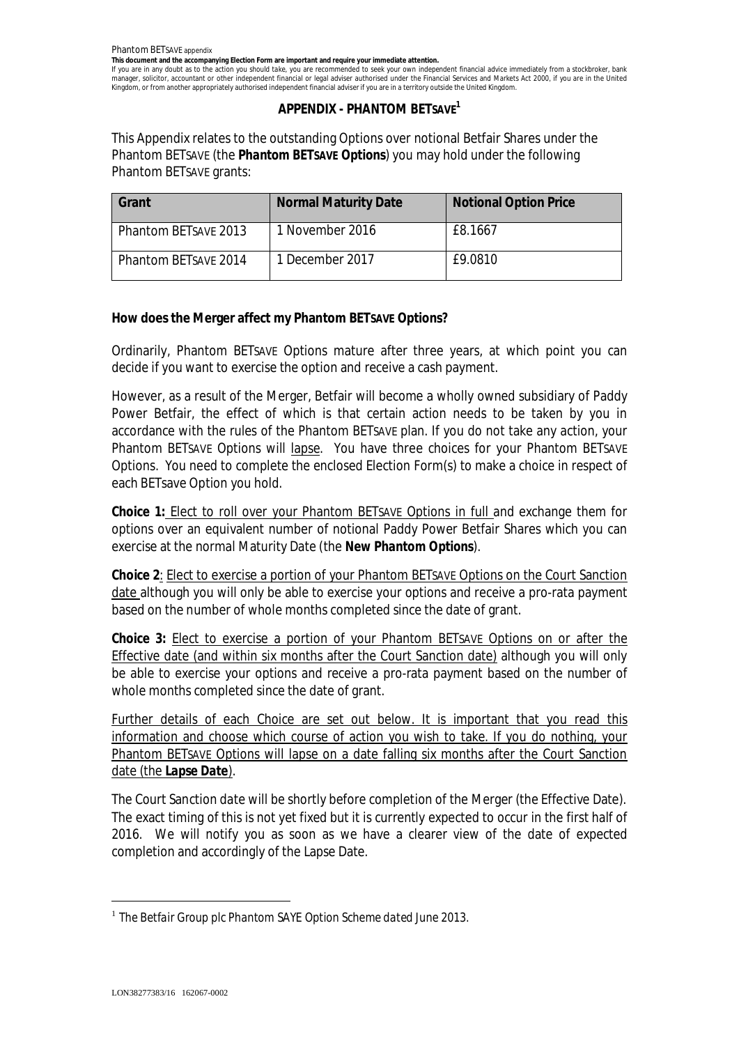Phantom BETSAVE appendix

**This document and the accompanying Election Form are important and require your immediate attention.**

If you are in any doubt as to the action you should take, you are recommended to seek your own independent financial advice immediately from a stockbroker, bank manager, solicitor, accountant or other independent financial or legal adviser authorised under the Financial Services and Markets Act 2000, if you are in the United Kingdom, or from another appropriately authorised independent financial adviser if you are in a territory outside the United Kingdom.

## APPENDIX - PHANTOM BETSAVE[1]

This Appendix relates to the outstanding Options over notional Betfair Shares under the Phantom BETSAVE (the **Phantom BETSAVE Options**) you may hold under the following Phantom BETSAVE grants:

| Grant | Normal Maturity Date | Notional Option Price |
|---|---|---|
| Phantom BETSAVE 2013 | 1 November 2016 | £8.1667 |
| Phantom BETSAVE 2014 | 1 December 2017 | £9.0810 |

**How does the Merger affect my Phantom BETSAVE Options?**

Ordinarily, Phantom BETSAVE Options mature after three years, at which point you can decide if you want to exercise the option and receive a cash payment.

However, as a result of the Merger, Betfair will become a wholly owned subsidiary of Paddy Power Betfair, the effect of which is that certain action needs to be taken by you in accordance with the rules of the Phantom BETSAVE plan. If you do not take any action, your Phantom BETSAVE Options will lapse. You have three choices for your Phantom BETSAVE Options. You need to complete the enclosed Election Form(s) to make a choice in respect of each BETsave Option you hold.

**Choice 1:** Elect to roll over your Phantom BETSAVE Options in full and exchange them for options over an equivalent number of notional Paddy Power Betfair Shares which you can exercise at the normal Maturity Date (the **New Phantom Options**).

**Choice 2**: Elect to exercise a portion of your Phantom BETSAVE Options on the Court Sanction date although you will only be able to exercise your options and receive a pro-rata payment based on the number of whole months completed since the date of grant.

**Choice 3:** Elect to exercise a portion of your Phantom BETSAVE Options on or after the Effective date (and within six months after the Court Sanction date) although you will only be able to exercise your options and receive a pro-rata payment based on the number of whole months completed since the date of grant.

Further details of each Choice are set out below. It is important that you read this information and choose which course of action you wish to take. If you do nothing, your Phantom BETSAVE Options will lapse on a date falling six months after the Court Sanction date (the **Lapse Date**).

The Court Sanction date will be shortly before completion of the Merger (the Effective Date). The exact timing of this is not yet fixed but it is currently expected to occur in the first half of 2016. We will notify you as soon as we have a clearer view of the date of expected completion and accordingly of the Lapse Date.

[1] *The Betfair Group plc Phantom SAYE Option Scheme dated June 2013.*

LON38277383/16 162067-0002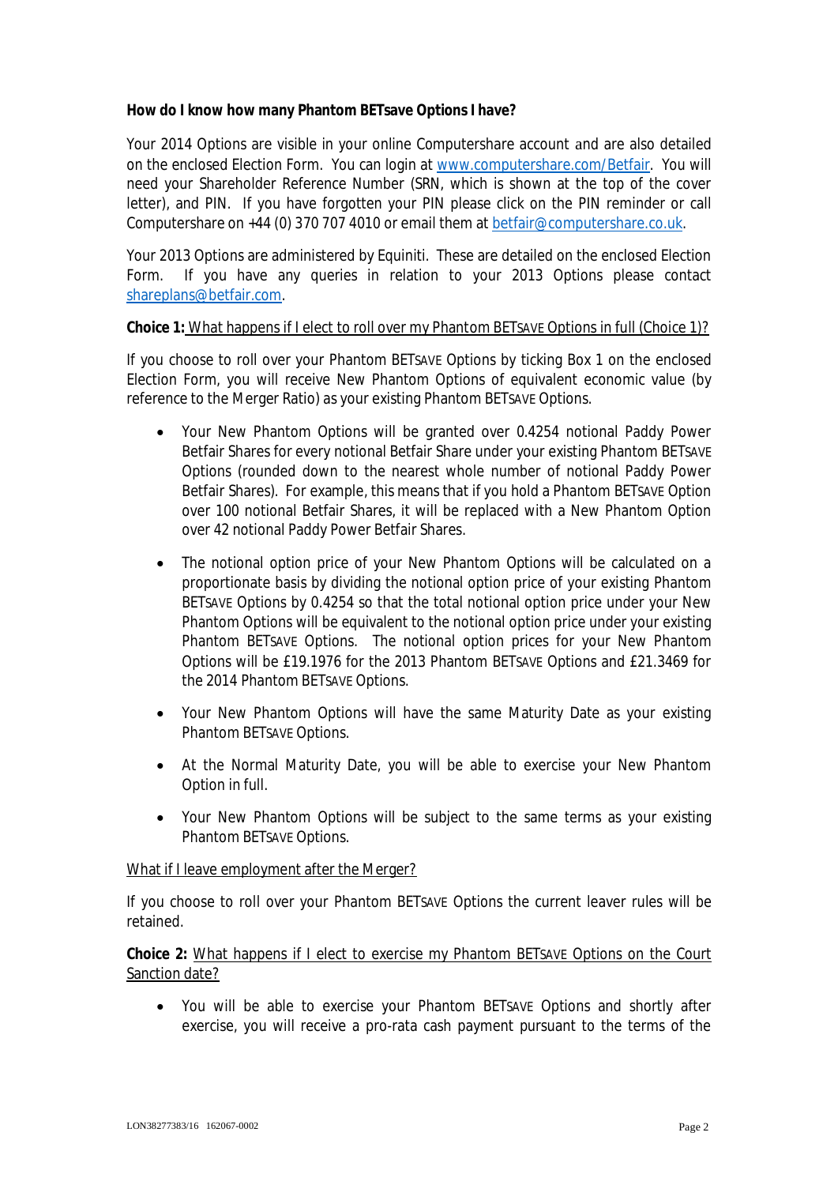**How do I know how many Phantom BETsave Options I have?**

Your 2014 Options are visible in your online Computershare account and are also detailed on the enclosed Election Form. You can login at [www.computershare.com/Betfair](www.computershare.com/Betfair). You will need your Shareholder Reference Number (SRN, which is shown at the top of the cover letter), and PIN. If you have forgotten your PIN please click on the PIN reminder or call Computershare on +44 (0) 370 707 4010 or email them at [betfair@computershare.co.uk](mailto:betfair@computershare.co.uk).

Your 2013 Options are administered by Equiniti. These are detailed on the enclosed Election Form. If you have any queries in relation to your 2013 Options please contact [shareplans@betfair.com](mailto:shareplans@betfair.com).

**Choice 1:** What happens if I elect to roll over my Phantom BETSAVE Options in full (Choice 1)?

If you choose to roll over your Phantom BETSAVE Options by ticking Box 1 on the enclosed Election Form, you will receive New Phantom Options of equivalent economic value (by reference to the Merger Ratio) as your existing Phantom BETSAVE Options.

- Your New Phantom Options will be granted over 0.4254 notional Paddy Power Betfair Shares for every notional Betfair Share under your existing Phantom BETSAVE Options (rounded down to the nearest whole number of notional Paddy Power Betfair Shares). For example, this means that if you hold a Phantom BETSAVE Option over 100 notional Betfair Shares, it will be replaced with a New Phantom Option over 42 notional Paddy Power Betfair Shares.
- The notional option price of your New Phantom Options will be calculated on a proportionate basis by dividing the notional option price of your existing Phantom BETSAVE Options by 0.4254 so that the total notional option price under your New Phantom Options will be equivalent to the notional option price under your existing Phantom BETSAVE Options. The notional option prices for your New Phantom Options will be £19.1976 for the 2013 Phantom BETSAVE Options and £21.3469 for the 2014 Phantom BETSAVE Options.
- Your New Phantom Options will have the same Maturity Date as your existing Phantom BETSAVE Options.
- At the Normal Maturity Date, you will be able to exercise your New Phantom Option in full.
- Your New Phantom Options will be subject to the same terms as your existing Phantom BETSAVE Options.

What if I leave employment after the Merger?

If you choose to roll over your Phantom BETSAVE Options the current leaver rules will be retained.

**Choice 2:** What happens if I elect to exercise my Phantom BETSAVE Options on the Court Sanction date?

- You will be able to exercise your Phantom BETSAVE Options and shortly after exercise, you will receive a pro-rata cash payment pursuant to the terms of the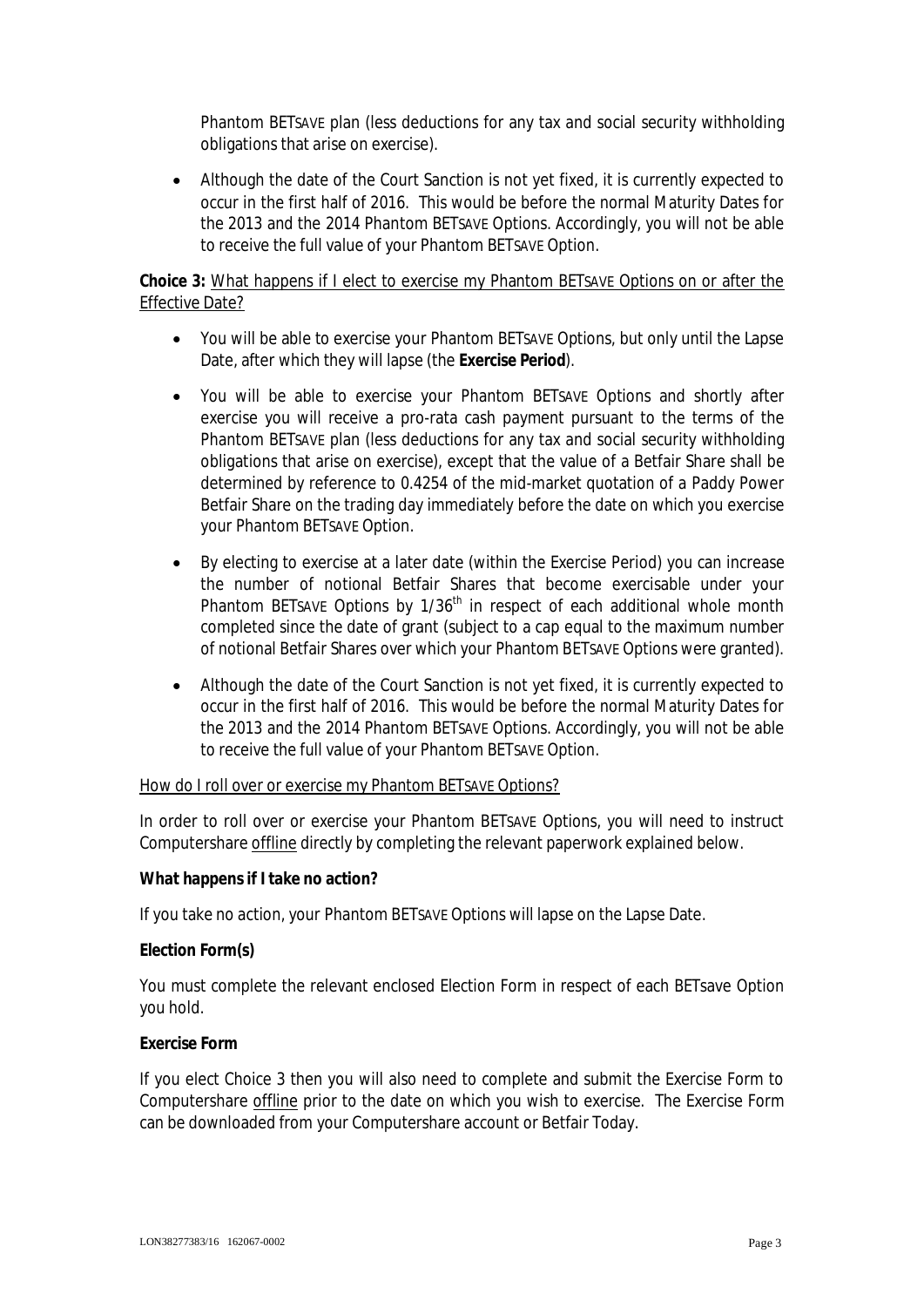Phantom BETSAVE plan (less deductions for any tax and social security withholding obligations that arise on exercise).

- Although the date of the Court Sanction is not yet fixed, it is currently expected to occur in the first half of 2016. This would be before the normal Maturity Dates for the 2013 and the 2014 Phantom BETSAVE Options. Accordingly, you will not be able to receive the full value of your Phantom BETSAVE Option.

**Choice 3:** What happens if I elect to exercise my Phantom BETSAVE Options on or after the Effective Date?

- You will be able to exercise your Phantom BETSAVE Options, but only until the Lapse Date, after which they will lapse (the **Exercise Period**).
- You will be able to exercise your Phantom BETSAVE Options and shortly after exercise you will receive a pro-rata cash payment pursuant to the terms of the Phantom BETSAVE plan (less deductions for any tax and social security withholding obligations that arise on exercise), except that the value of a Betfair Share shall be determined by reference to 0.4254 of the mid-market quotation of a Paddy Power Betfair Share on the trading day immediately before the date on which you exercise your Phantom BETSAVE Option.
- By electing to exercise at a later date (within the Exercise Period) you can increase the number of notional Betfair Shares that become exercisable under your Phantom BETSAVE Options by 1/36th in respect of each additional whole month completed since the date of grant (subject to a cap equal to the maximum number of notional Betfair Shares over which your Phantom BETSAVE Options were granted).
- Although the date of the Court Sanction is not yet fixed, it is currently expected to occur in the first half of 2016. This would be before the normal Maturity Dates for the 2013 and the 2014 Phantom BETSAVE Options. Accordingly, you will not be able to receive the full value of your Phantom BETSAVE Option.

How do I roll over or exercise my Phantom BETSAVE Options?

In order to roll over or exercise your Phantom BETSAVE Options, you will need to instruct Computershare offline directly by completing the relevant paperwork explained below.

**What happens if I take no action?**

If you take no action, your Phantom BETSAVE Options will lapse on the Lapse Date.

**Election Form(s)**

You must complete the relevant enclosed Election Form in respect of each BETsave Option you hold.

**Exercise Form**

If you elect Choice 3 then you will also need to complete and submit the Exercise Form to Computershare offline prior to the date on which you wish to exercise. The Exercise Form can be downloaded from your Computershare account or Betfair Today.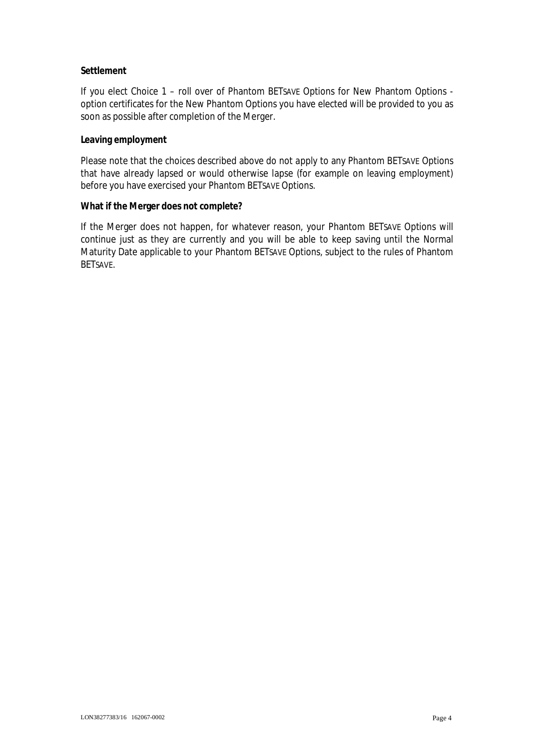**Settlement**

If you elect Choice 1 – roll over of Phantom BETSAVE Options for New Phantom Options - option certificates for the New Phantom Options you have elected will be provided to you as soon as possible after completion of the Merger.

**Leaving employment**

Please note that the choices described above do not apply to any Phantom BETSAVE Options that have already lapsed or would otherwise lapse (for example on leaving employment) before you have exercised your Phantom BETSAVE Options.

**What if the Merger does not complete?**

If the Merger does not happen, for whatever reason, your Phantom BETSAVE Options will continue just as they are currently and you will be able to keep saving until the Normal Maturity Date applicable to your Phantom BETSAVE Options, subject to the rules of Phantom BETSAVE.

LON38277383/16 162067-0002